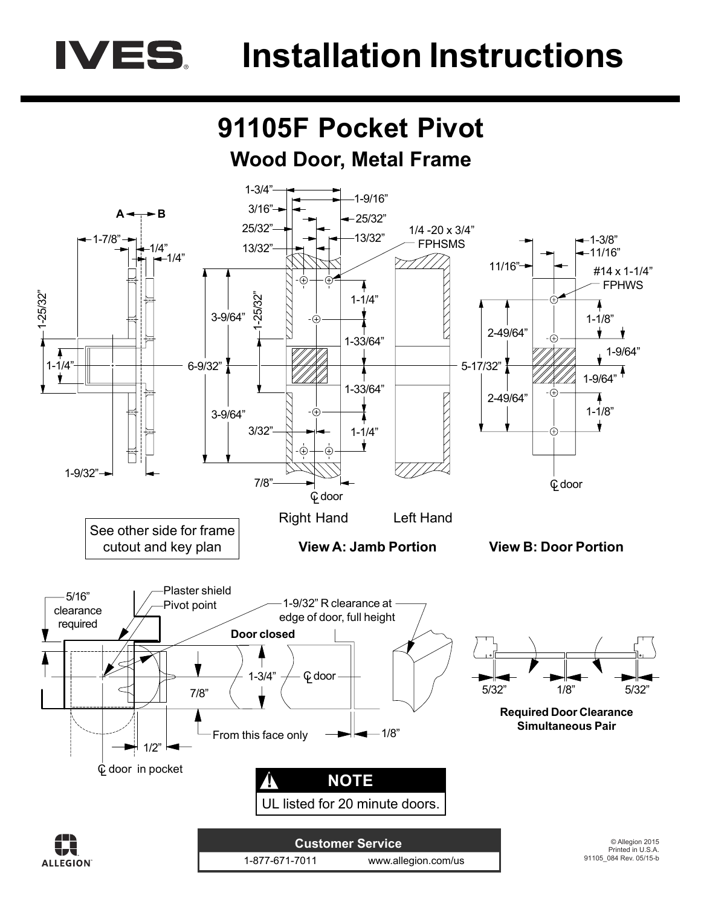# Installation Instructions

## 91105F Pocket Pivot

### Wood Door, Metal Frame

A ← → B

1-7/8" 1/4" 1/4"

1-25/32"

1-1/4"

1-9/32"

1-3/4" 1-9/16"

3/16" 25/32"

25/32" 13/32"

13/32"

1/4 -20 x 3/4" FPHSMS

3-9/64" 1-25/32" 1-1/4"

1-33/64"

6-9/32"

1-33/64"

3-9/64"

3/32" 1-1/4"

7/8"

℄ door

Right Hand Left Hand

1-3/8" 11/16" 11/16"

#14 x 1-1/4" FPHWS

1-1/8"

2-49/64"

1-9/64"

5-17/32"

1-9/64"

2-49/64"

1-1/8"

℄ door

See other side for frame cutout and key plan

**View A: Jamb Portion**

**View B: Door Portion**

5/16" clearance required

Plaster shield

Pivot point

1-9/32" R clearance at edge of door, full height

**Door closed**

1-3/4"

℄ door

7/8"

From this face only

1/8"

1/2"

℄ door in pocket

5/32" 1/8" 5/32"

**Required Door Clearance Simultaneous Pair**

**NOTE**

UL listed for 20 minute doors.

**Customer Service**

1-877-671-7011 www.allegion.com/us

© Allegion 2015
Printed in U.S.A.
91105_084 Rev. 05/15-b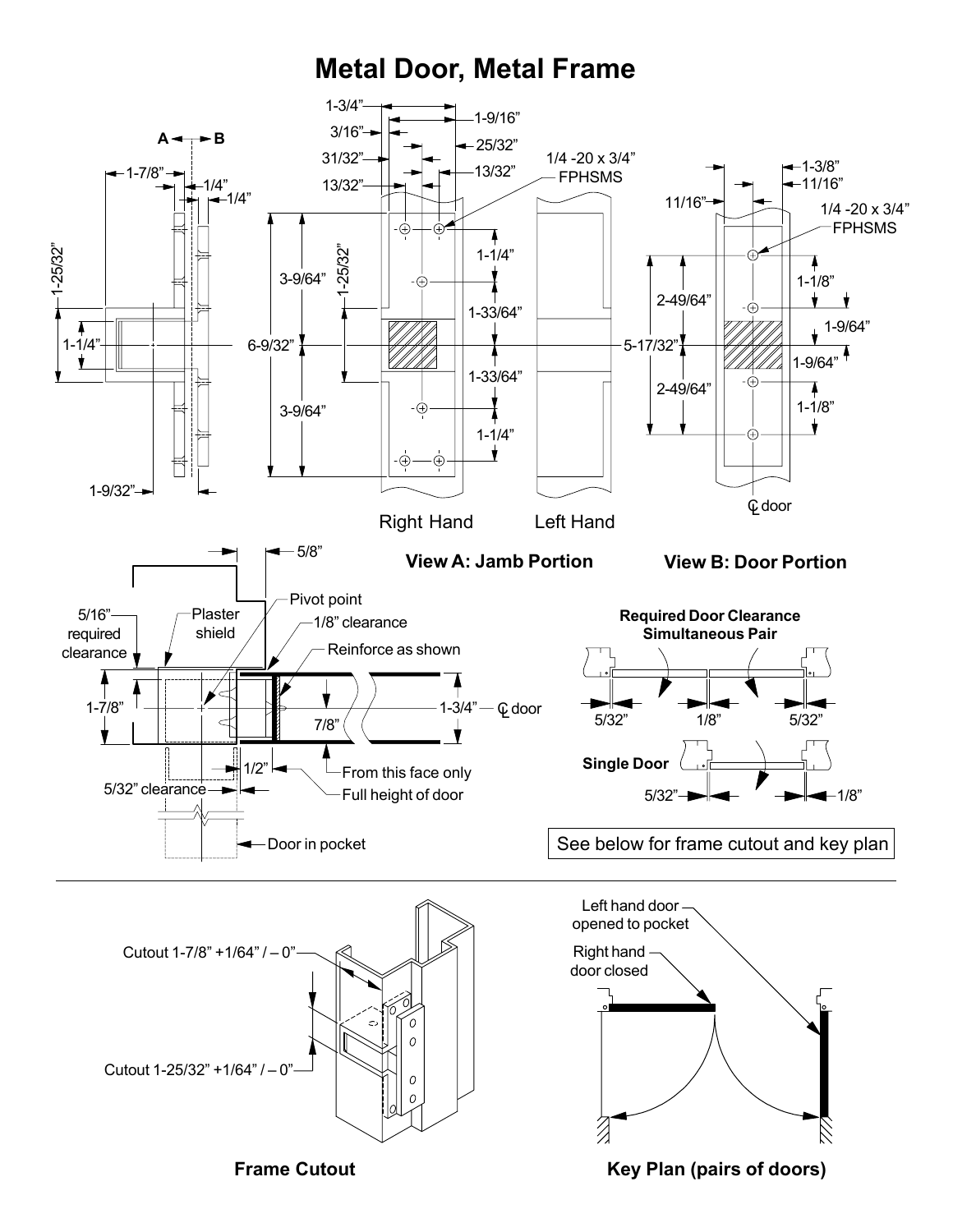# Metal Door, Metal Frame

A
B
1-7/8”
1/4”
1/4”
1-25/32”
1-1/4”
1-9/32”

1-3/4”
1-9/16”
3/16”
25/32”
31/32”
13/32”
13/32”
1/4 -20 x 3/4” FPHSMS
3-9/64”
1-25/32”
1-1/4”
1-33/64”
6-9/32”
1-33/64”
3-9/64”
1-1/4”

Right Hand
Left Hand

**View A: Jamb Portion**

1-3/8”
11/16”
11/16”
1/4 -20 x 3/4” FPHSMS
2-49/64”
1-1/8”
1-9/64”
5-17/32”
1-9/64”
2-49/64”
1-1/8”
℄ door

**View B: Door Portion**

5/8”
Pivot point
5/16” required clearance
Plaster shield
1/8” clearance
Reinforce as shown
1-7/8”
7/8”
1-3/4”
℄ door
1/2”
From this face only
5/32” clearance
Full height of door
Door in pocket

**Required Door Clearance Simultaneous Pair**

5/32”
1/8”
5/32”

**Single Door**

5/32”
1/8”

See below for frame cutout and key plan

Cutout 1-7/8” +1/64” / – 0”
Cutout 1-25/32” +1/64” / – 0”

**Frame Cutout**

Left hand door opened to pocket
Right hand door closed

**Key Plan (pairs of doors)**